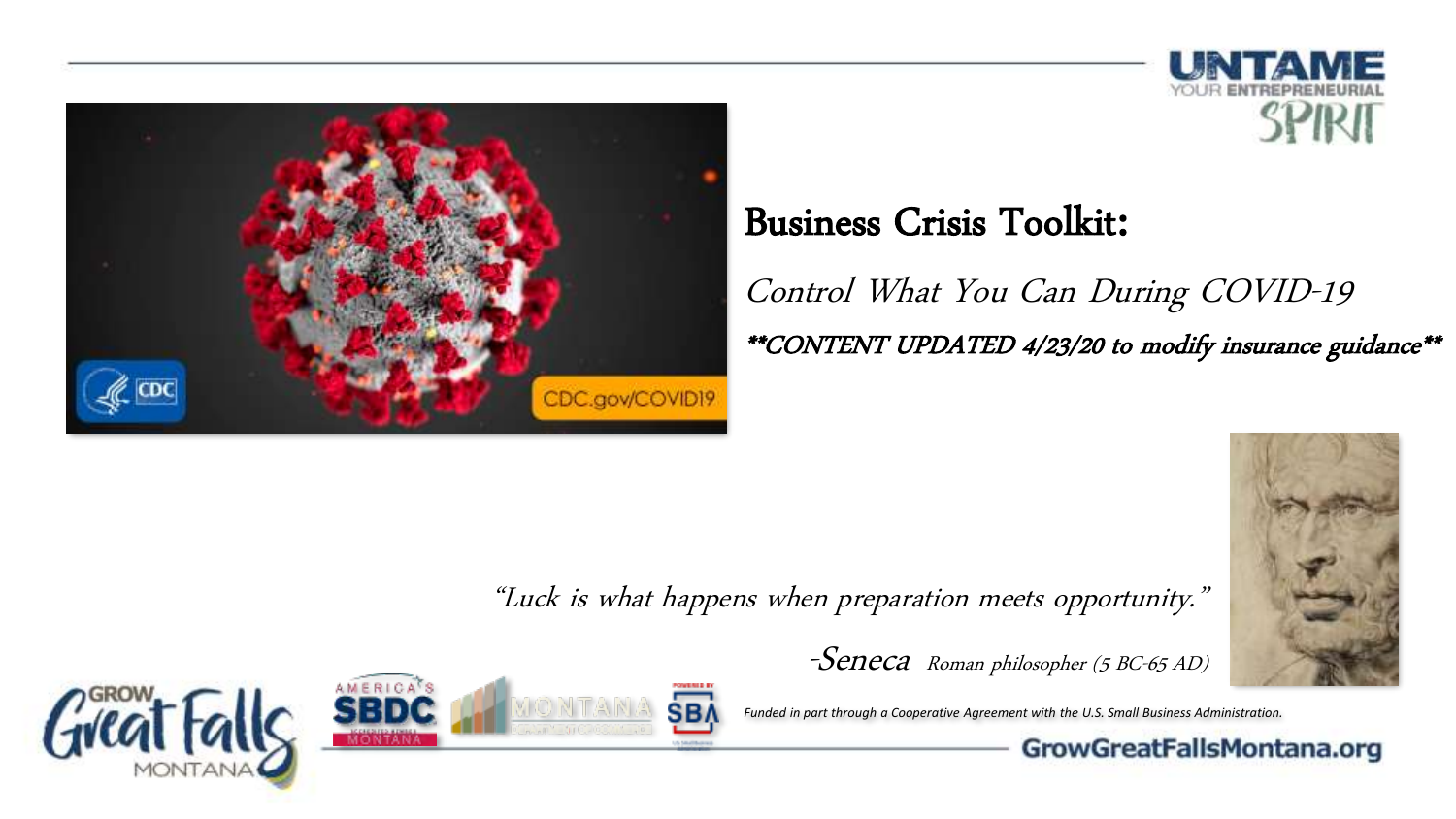# Business Crisis Toolkit:

*Control What You Can During COVID-19*

***\*\*CONTENT UPDATED 4/23/20 to modify insurance guidance\*\****

*"Luck is what happens when preparation meets opportunity."*

-Seneca *Roman philosopher (5 BC-65 AD)*

*Funded in part through a Cooperative Agreement with the U.S. Small Business Administration.*

**GrowGreatFallsMontana.org**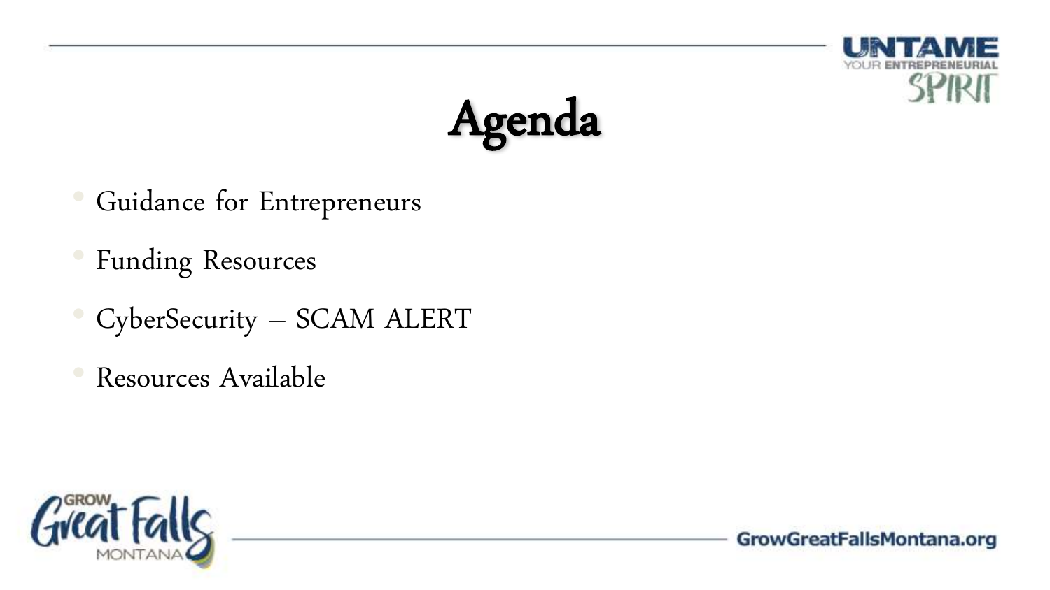# Agenda

- Guidance for Entrepreneurs
- Funding Resources
- CyberSecurity – SCAM ALERT
- Resources Available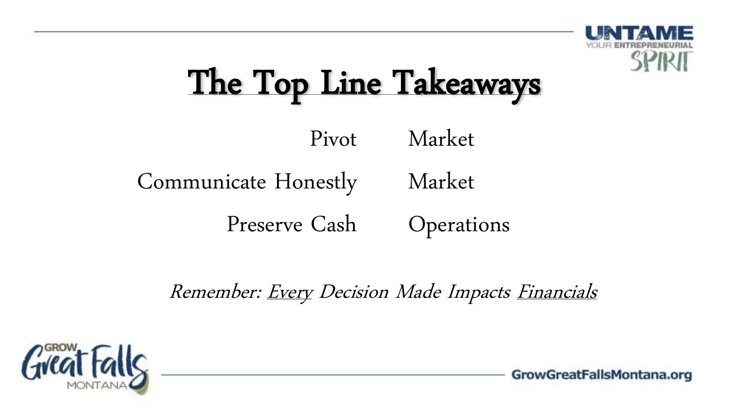# The Top Line Takeaways

| | |
|---|---|
| Pivot | Market |
| Communicate Honestly | Market |
| Preserve Cash | Operations |

*Remember: Every Decision Made Impacts Financials*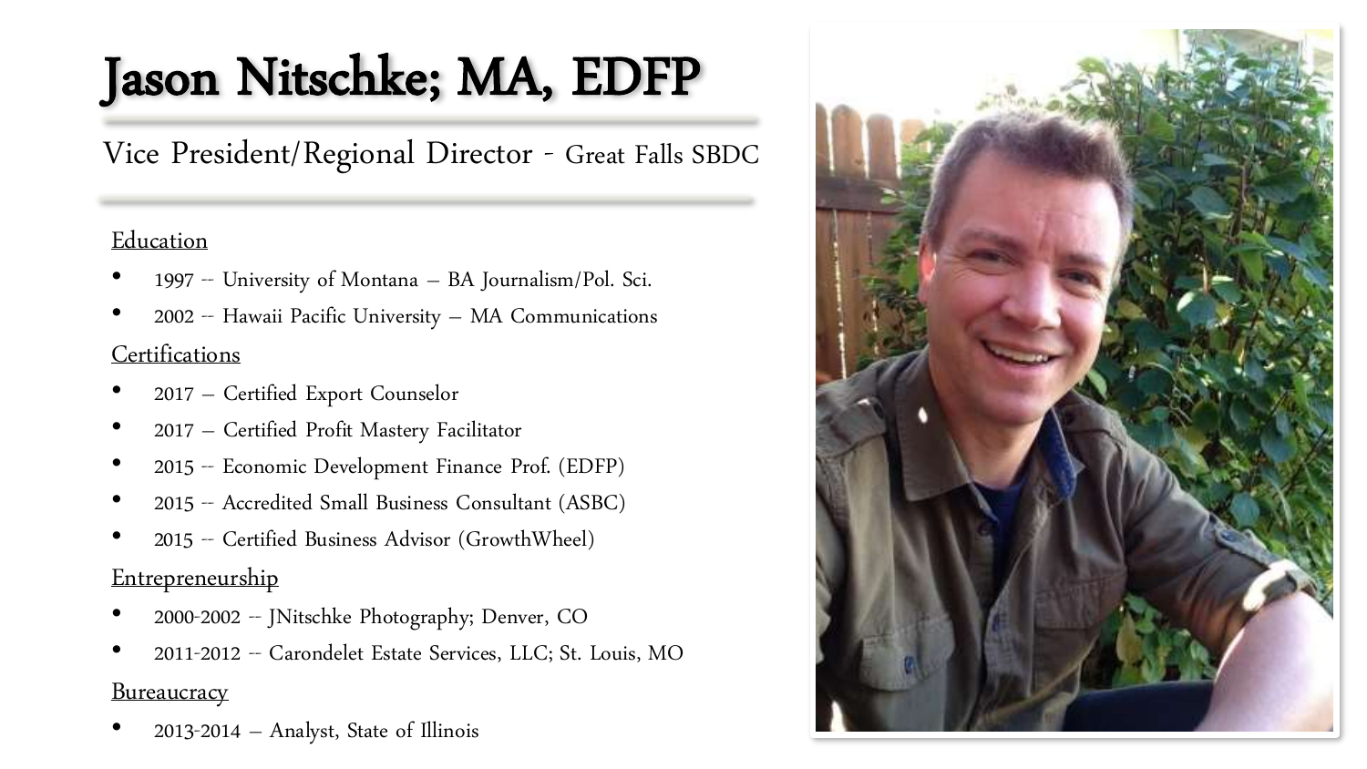# Jason Nitschke; MA, EDFP

Vice President/Regional Director - Great Falls SBDC

Education

- 1997 -- University of Montana – BA Journalism/Pol. Sci.
- 2002 -- Hawaii Pacific University – MA Communications

Certifications

- 2017 – Certified Export Counselor
- 2017 – Certified Profit Mastery Facilitator
- 2015 -- Economic Development Finance Prof. (EDFP)
- 2015 -- Accredited Small Business Consultant (ASBC)
- 2015 -- Certified Business Advisor (GrowthWheel)

Entrepreneurship

- 2000-2002 -- JNitschke Photography; Denver, CO
- 2011-2012 -- Carondelet Estate Services, LLC; St. Louis, MO

Bureaucracy

- 2013-2014 – Analyst, State of Illinois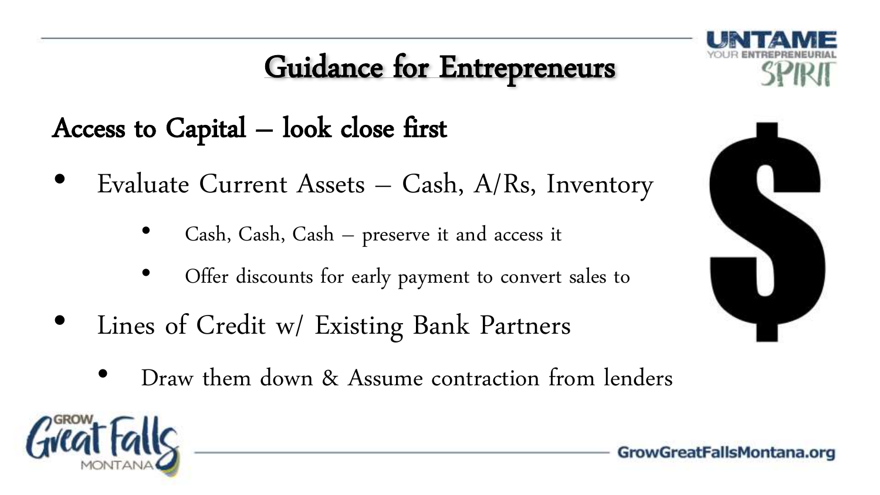# Guidance for Entrepreneurs

## Access to Capital – look close first

- Evaluate Current Assets – Cash, A/Rs, Inventory
  - Cash, Cash, Cash – preserve it and access it
  - Offer discounts for early payment to convert sales to
- Lines of Credit w/ Existing Bank Partners
  - Draw them down & Assume contraction from lenders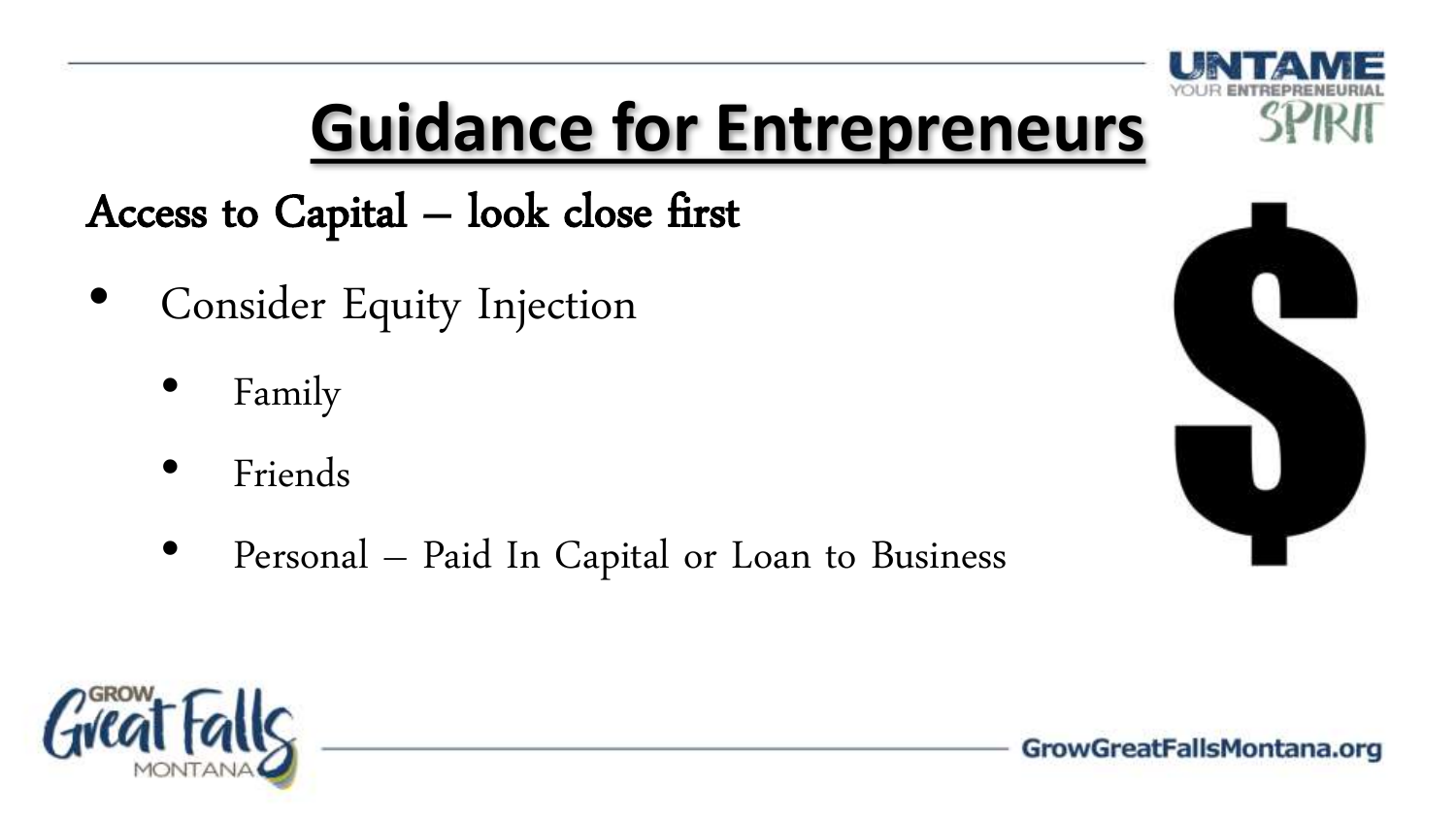# Guidance for Entrepreneurs

## Access to Capital – look close first

- Consider Equity Injection
  - Family
  - Friends
  - Personal – Paid In Capital or Loan to Business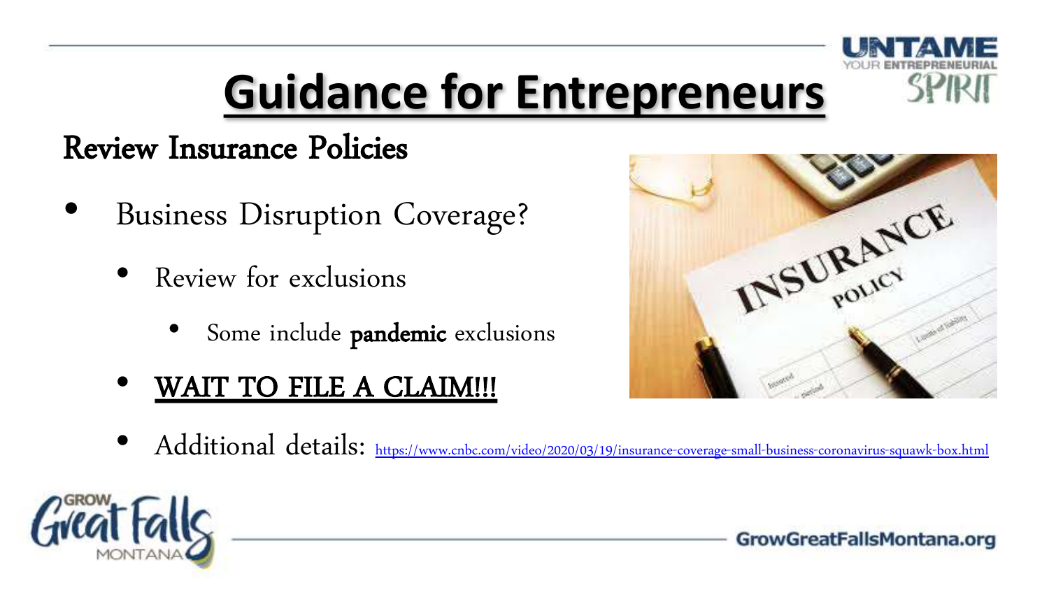# Guidance for Entrepreneurs

## Review Insurance Policies

- Business Disruption Coverage?
  - Review for exclusions
    - Some include **pandemic** exclusions
  - <u>WAIT TO FILE A CLAIM!!!</u>
  - Additional details: https://www.cnbc.com/video/2020/03/19/insurance-coverage-small-business-coronavirus-squawk-box.html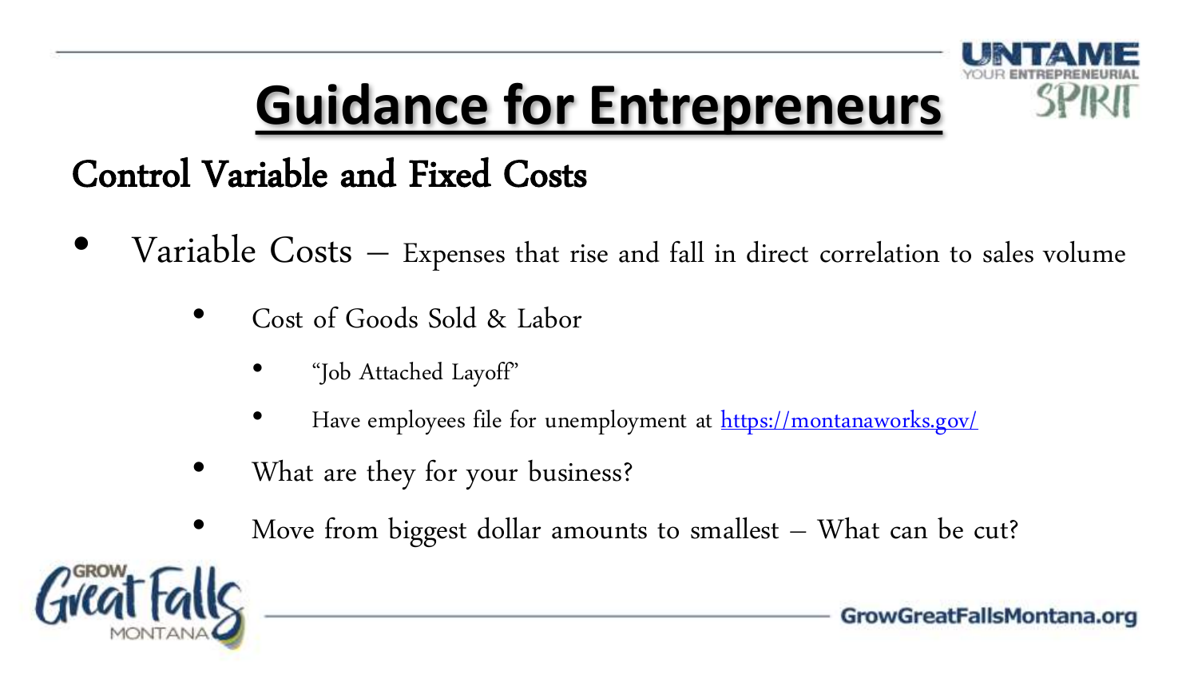# Guidance for Entrepreneurs

## Control Variable and Fixed Costs

- Variable Costs – Expenses that rise and fall in direct correlation to sales volume
  - Cost of Goods Sold & Labor
    - "Job Attached Layoff"
    - Have employees file for unemployment at https://montanaworks.gov/
  - What are they for your business?
  - Move from biggest dollar amounts to smallest – What can be cut?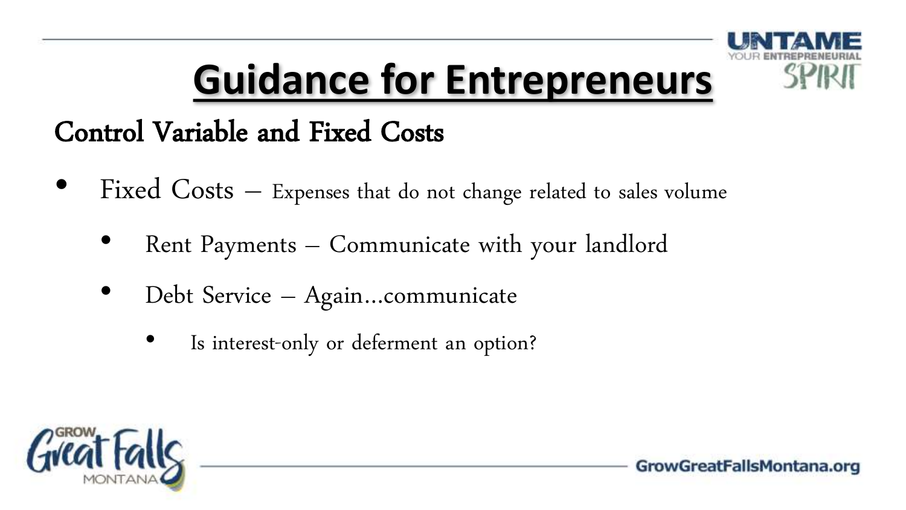# Guidance for Entrepreneurs

## Control Variable and Fixed Costs

- Fixed Costs – Expenses that do not change related to sales volume
  - Rent Payments – Communicate with your landlord
  - Debt Service – Again…communicate
    - Is interest-only or deferment an option?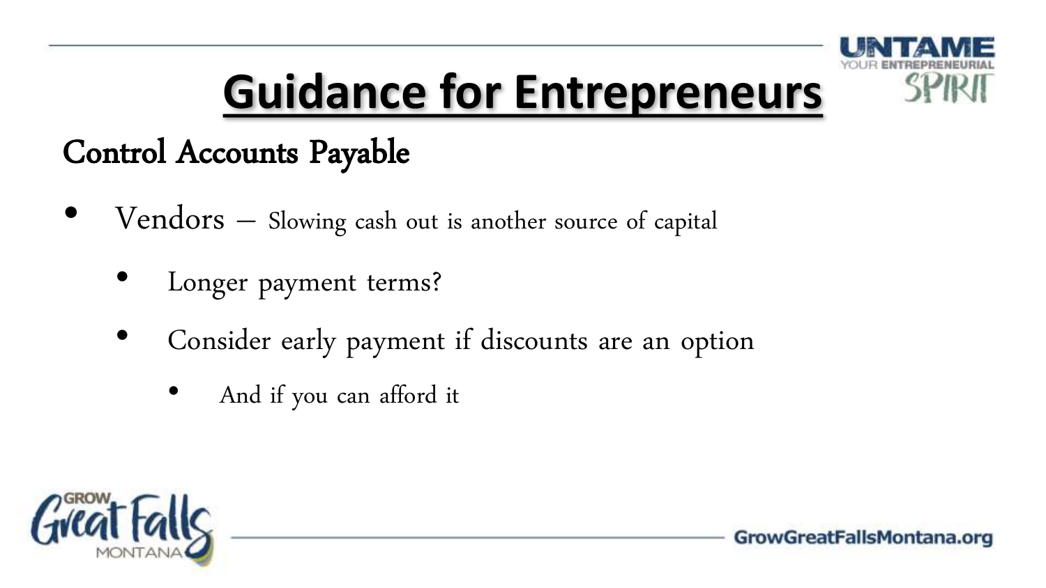# Guidance for Entrepreneurs

## Control Accounts Payable

- Vendors – Slowing cash out is another source of capital
  - Longer payment terms?
  - Consider early payment if discounts are an option
    - And if you can afford it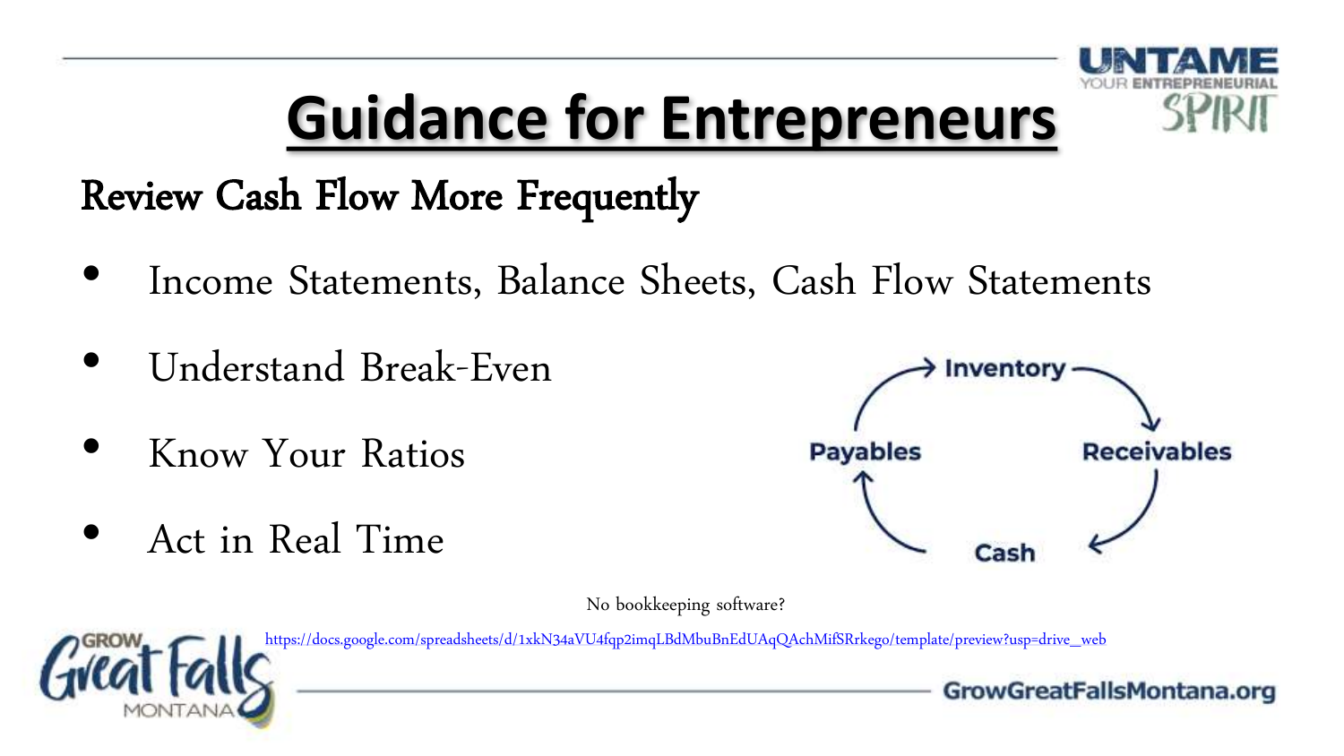# Guidance for Entrepreneurs

## Review Cash Flow More Frequently

- Income Statements, Balance Sheets, Cash Flow Statements
- Understand Break-Even
- Know Your Ratios
- Act in Real Time

Inventory → Receivables → Cash → Payables → Inventory

No bookkeeping software?

https://docs.google.com/spreadsheets/d/1xkN34aVU4fqp2imqLBdMbuBnEdUAqQAchMifSRrkego/template/preview?usp=drive_web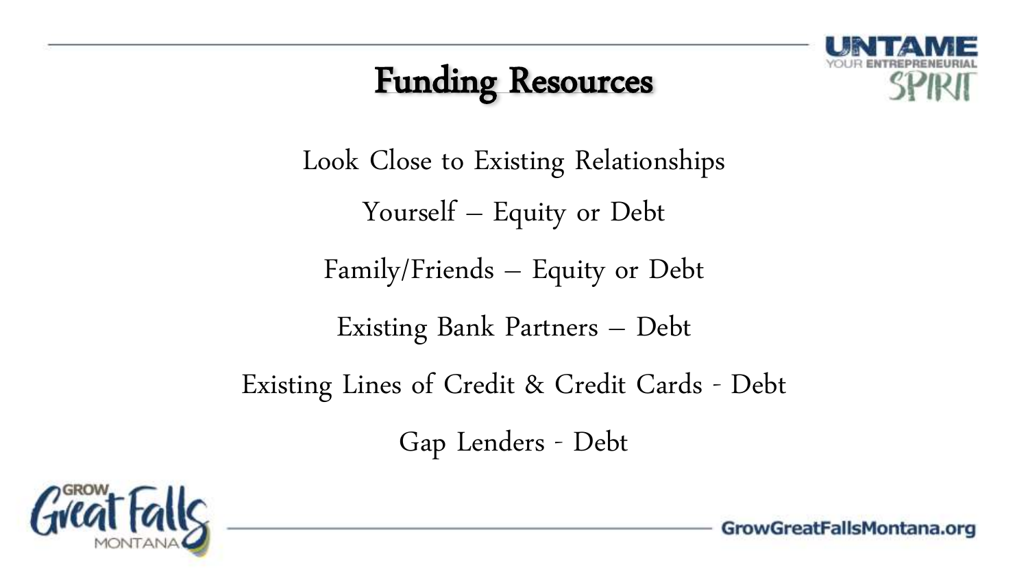# Funding Resources

Look Close to Existing Relationships

Yourself – Equity or Debt

Family/Friends – Equity or Debt

Existing Bank Partners – Debt

Existing Lines of Credit & Credit Cards - Debt

Gap Lenders - Debt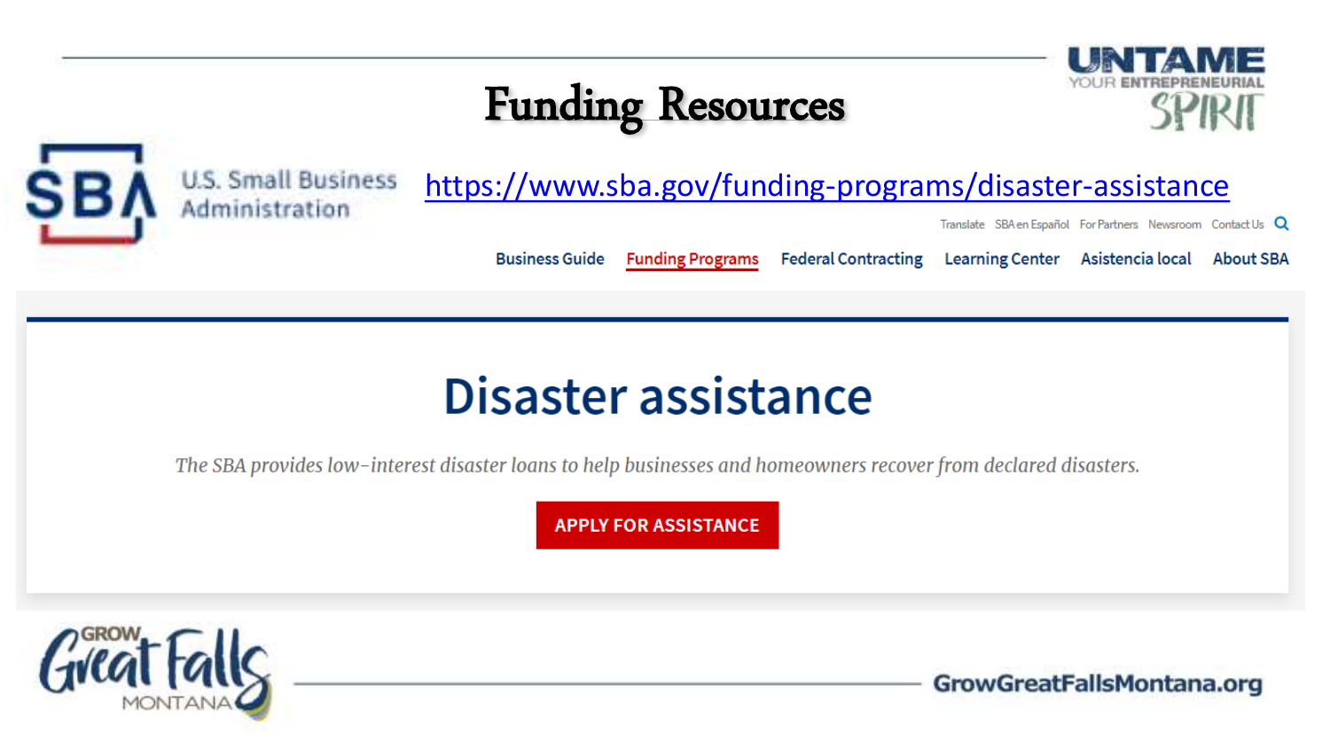# Funding Resources

UNTAME YOUR ENTREPRENEURIAL SPIRIT

SBA U.S. Small Business Administration

https://www.sba.gov/funding-programs/disaster-assistance

Translate | SBA en Español | For Partners | Newsroom | Contact Us

Business Guide | Funding Programs | Federal Contracting | Learning Center | Asistencia local | About SBA

## Disaster assistance

*The SBA provides low-interest disaster loans to help businesses and homeowners recover from declared disasters.*

**APPLY FOR ASSISTANCE**

GROW Great Falls MONTANA

GrowGreatFallsMontana.org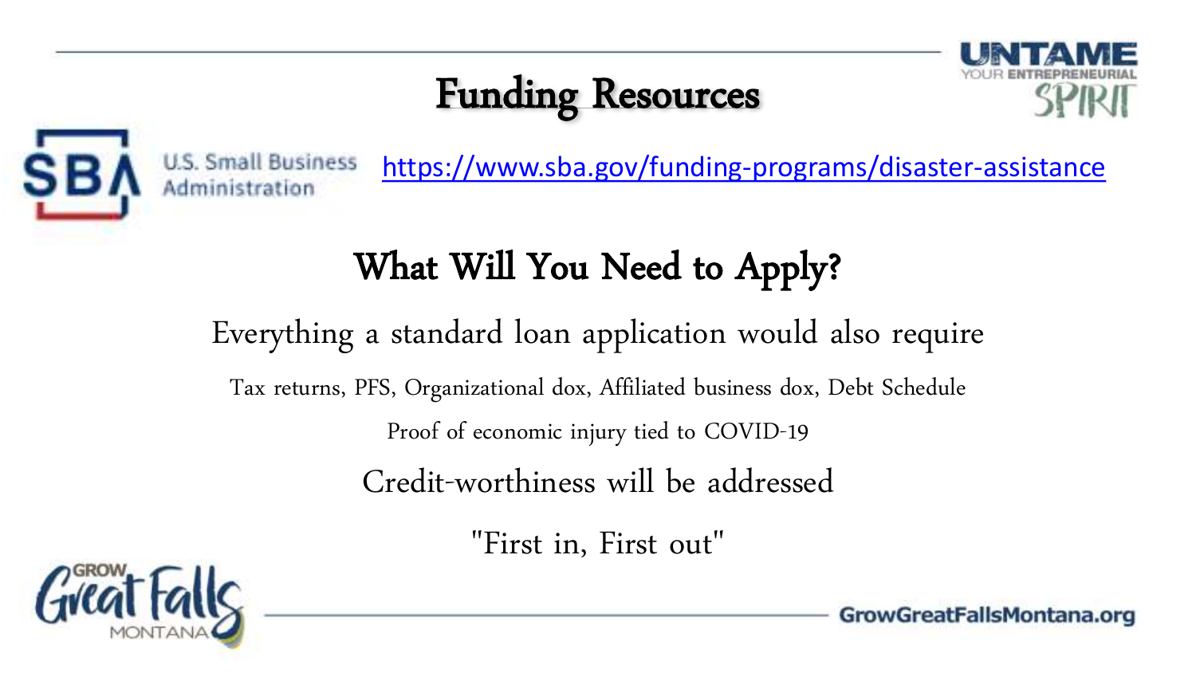# Funding Resources

U.S. Small Business Administration

https://www.sba.gov/funding-programs/disaster-assistance

## What Will You Need to Apply?

Everything a standard loan application would also require

Tax returns, PFS, Organizational dox, Affiliated business dox, Debt Schedule

Proof of economic injury tied to COVID-19

Credit-worthiness will be addressed

"First in, First out"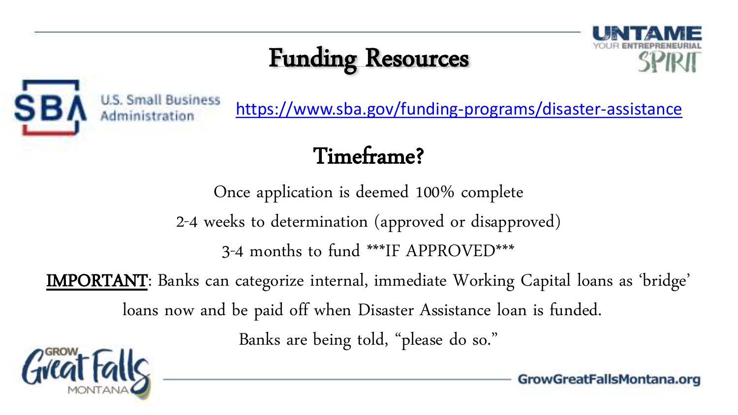# Funding Resources

U.S. Small Business Administration

https://www.sba.gov/funding-programs/disaster-assistance

## Timeframe?

Once application is deemed 100% complete

2-4 weeks to determination (approved or disapproved)

3-4 months to fund ***IF APPROVED***

**IMPORTANT**: Banks can categorize internal, immediate Working Capital loans as 'bridge' loans now and be paid off when Disaster Assistance loan is funded.

Banks are being told, "please do so."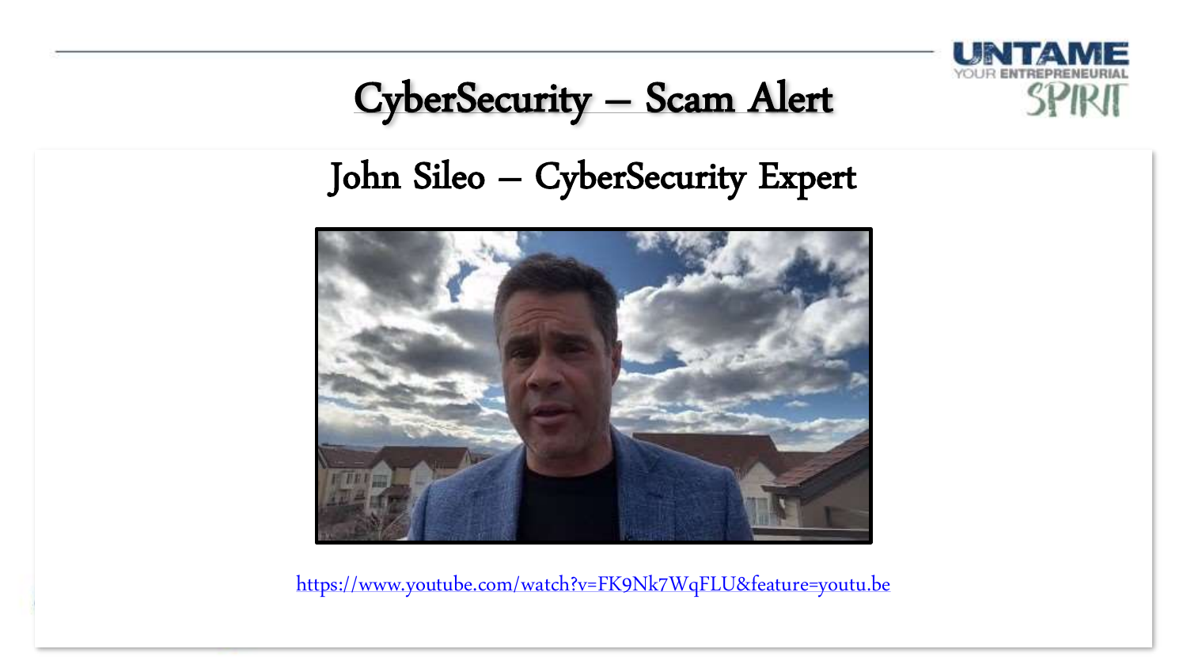# CyberSecurity – Scam Alert

## John Sileo – CyberSecurity Expert

https://www.youtube.com/watch?v=FK9Nk7WqFLU&feature=youtu.be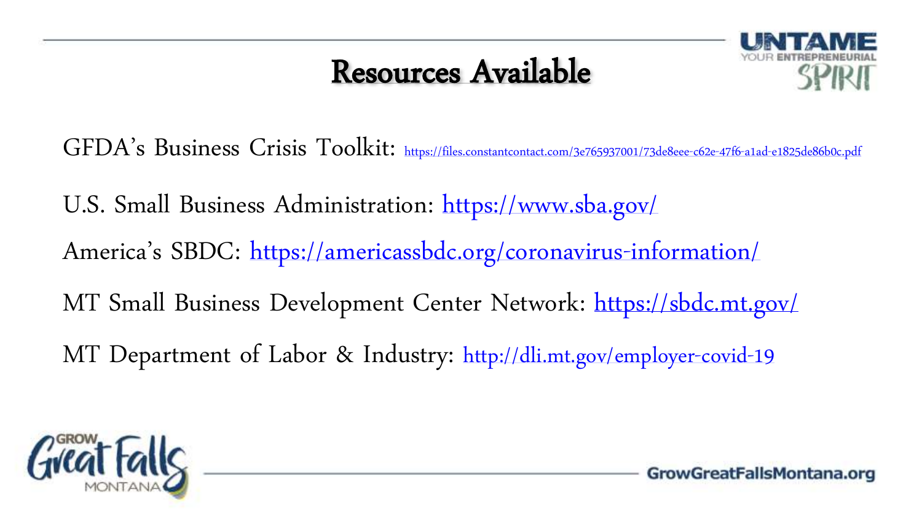# Resources Available

GFDA's Business Crisis Toolkit: https://files.constantcontact.com/3e765937001/73de8eee-c62e-47f6-a1ad-e1825de86b0c.pdf

U.S. Small Business Administration: https://www.sba.gov/

America's SBDC: https://americassbdc.org/coronavirus-information/

MT Small Business Development Center Network: https://sbdc.mt.gov/

MT Department of Labor & Industry: http://dli.mt.gov/employer-covid-19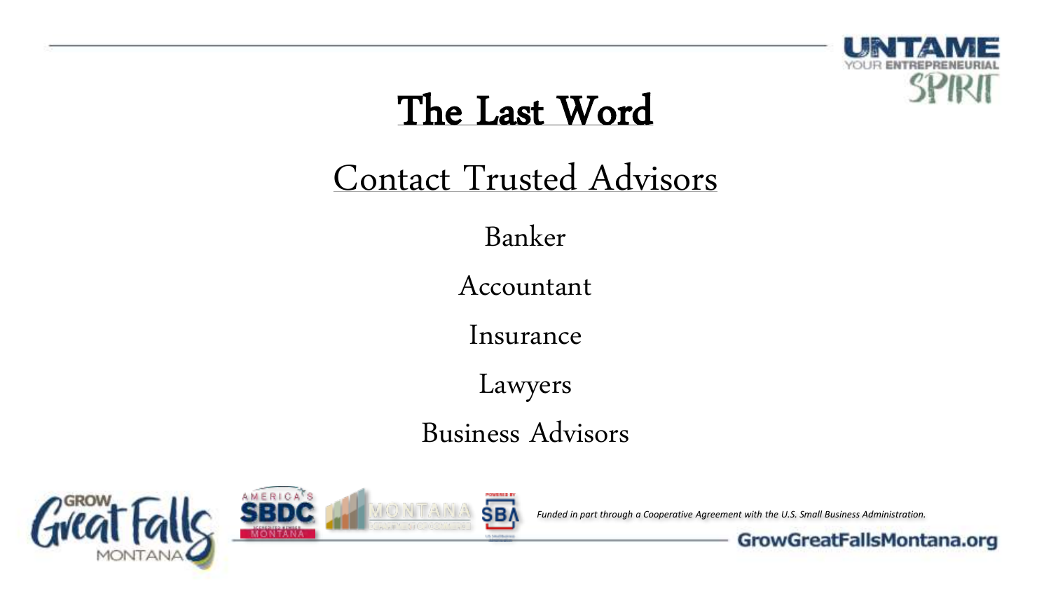# The Last Word

## Contact Trusted Advisors

Banker

Accountant

Insurance

Lawyers

Business Advisors

*Funded in part through a Cooperative Agreement with the U.S. Small Business Administration.*

GrowGreatFallsMontana.org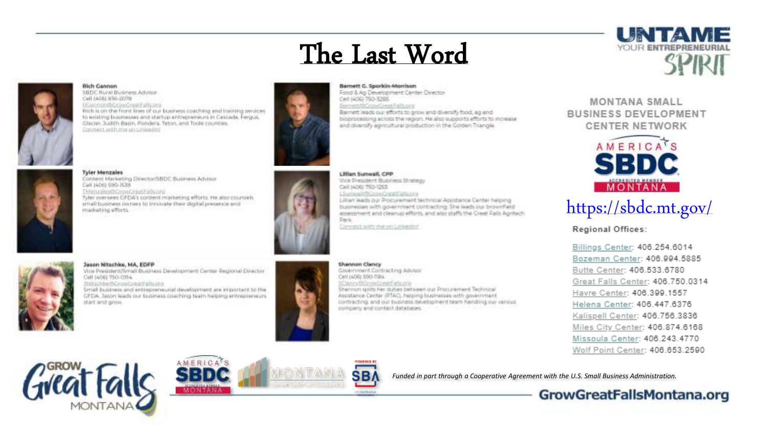# The Last Word

**Rich Gannon**
SBDC Rural Business Advisor
Cell (406) 836-2078
RGannon@GrowGreatFalls.org
Rich is on the front lines of our business coaching and training services to existing businesses and startup entrepreneurs in Cascade, Fergus, Glacier, Judith Basin, Pondera, Teton, and Toole counties.
Connect with me on LinkedIn!

**Tyler Menzales**
Content Marketing Director/SBDC Business Advisor
Cell (406) 590-1539
TMenzales@GrowGreatFalls.org
Tyler oversees GFDA's content marketing efforts. He also counsels small business owners to innovate their digital presence and marketing efforts.

**Jason Nitschke, MA, EDFP**
Vice President/Small Business Development Center Regional Director
Cell (406) 750-0314
JNitschke@GrowGreatFalls.org
Small business and entrepreneurial development are important to the GFDA. Jason leads our business coaching team helping entrepreneurs start and grow.

**Barnett G. Sporkin-Morrison**
Food & Ag Development Center Director
Cell (406) 750-3295
Barnett@GrowGreatFalls.org
Barnett leads our efforts to grow and diversify food, ag and bioprocessing across the region. He also supports efforts to increase and diversify agricultural production in the Golden Triangle.

**Lillian Sunwall, CPP**
Vice President Business Strategy
Cell (406) 750-1253
LSunwall@GrowGreatFalls.org
Lillian leads our Procurement technical Assistance Center helping businesses with government contracting. She leads our brownfield assessment and cleanup efforts, and also staffs the Great Falls Agritech Park.
Connect with me on LinkedIn!

**Shannon Clancy**
Government Contracting Advisor
Cell (406) 590-1184
SClancy@GrowGreatFalls.org
Shannon splits her duties between our Procurement Technical Assistance Center (PTAC), helping businesses with government contracting, our business development team handling our various company and contact databases.

UNTAME YOUR ENTREPRENEURIAL SPIRIT

MONTANA SMALL BUSINESS DEVELOPMENT CENTER NETWORK

AMERICA'S SBDC MONTANA

https://sbdc.mt.gov/

**Regional Offices:**

- Billings Center: 406.254.6014
- Bozeman Center: 406.994.5885
- Butte Center: 406.533.6780
- Great Falls Center: 406.750.0314
- Havre Center: 406.399.1557
- Helena Center: 406.447.6376
- Kalispell Center: 406.756.3836
- Miles City Center: 406.874.6168
- Missoula Center: 406.243.4770
- Wolf Point Center: 406.653.2590

*Funded in part through a Cooperative Agreement with the U.S. Small Business Administration.*

GrowGreatFallsMontana.org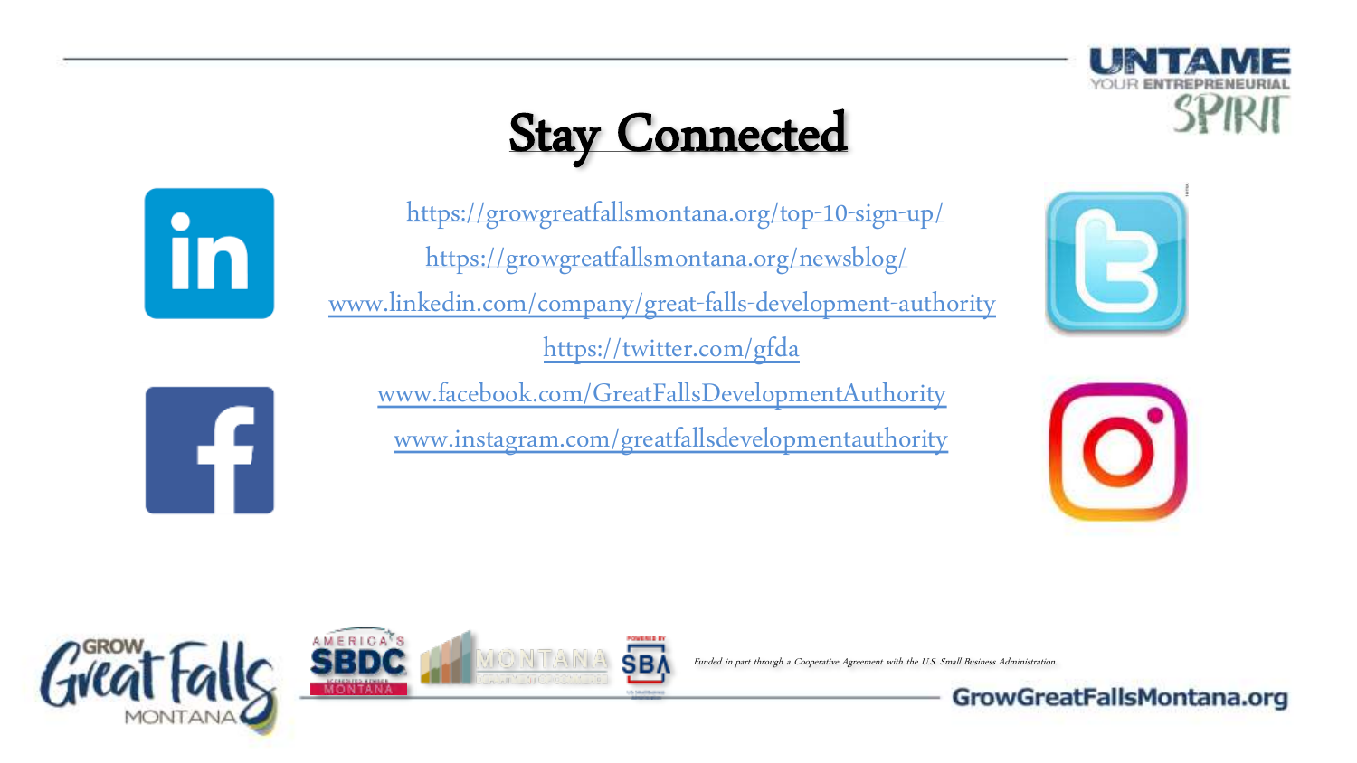# Stay Connected

https://growgreatfallsmontana.org/top-10-sign-up/

https://growgreatfallsmontana.org/newsblog/

www.linkedin.com/company/great-falls-development-authority

https://twitter.com/gfda

www.facebook.com/GreatFallsDevelopmentAuthority

www.instagram.com/greatfallsdevelopmentauthority

*Funded in part through a Cooperative Agreement with the U.S. Small Business Administration.*

GrowGreatFallsMontana.org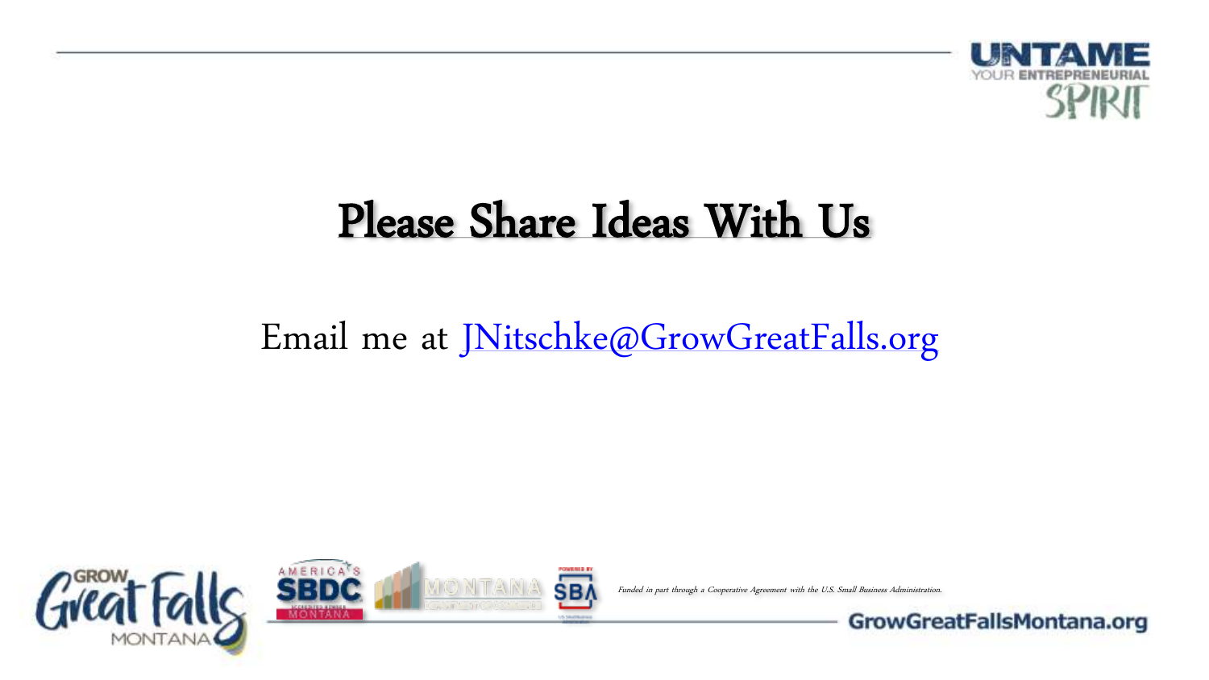# Please Share Ideas With Us

Email me at JNitschke@GrowGreatFalls.org

*Funded in part through a Cooperative Agreement with the U.S. Small Business Administration.*